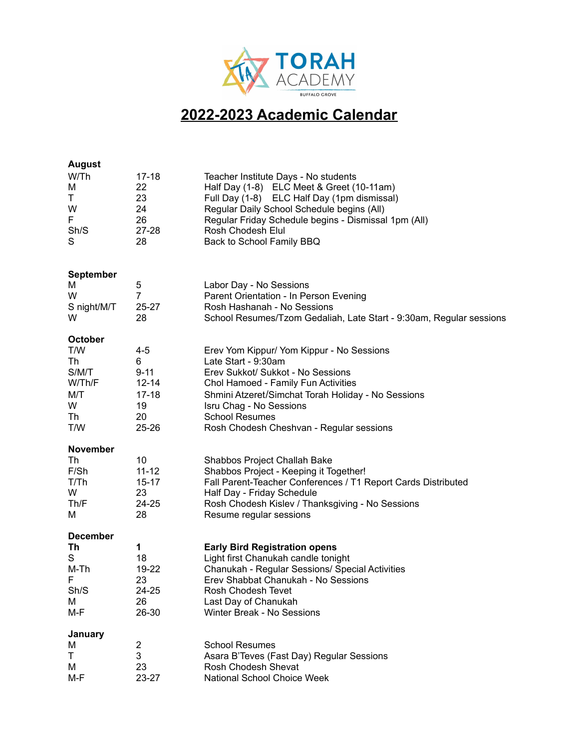TORAH ACADEMY
BUFFALO GROVE

# 2022-2023 Academic Calendar

**August**

| | | |
|---|---|---|
| W/Th | 17-18 | Teacher Institute Days - No students |
| M | 22 | Half Day (1-8) ELC Meet & Greet (10-11am) |
| T | 23 | Full Day (1-8) ELC Half Day (1pm dismissal) |
| W | 24 | Regular Daily School Schedule begins (All) |
| F | 26 | Regular Friday Schedule begins - Dismissal 1pm (All) |
| Sh/S | 27-28 | Rosh Chodesh Elul |
| S | 28 | Back to School Family BBQ |

**September**

| | | |
|---|---|---|
| M | 5 | Labor Day - No Sessions |
| W | 7 | Parent Orientation - In Person Evening |
| S night/M/T | 25-27 | Rosh Hashanah - No Sessions |
| W | 28 | School Resumes/Tzom Gedaliah, Late Start - 9:30am, Regular sessions |

**October**

| | | |
|---|---|---|
| T/W | 4-5 | Erev Yom Kippur/ Yom Kippur - No Sessions |
| Th | 6 | Late Start - 9:30am |
| S/M/T | 9-11 | Erev Sukkot/ Sukkot - No Sessions |
| W/Th/F | 12-14 | Chol Hamoed - Family Fun Activities |
| M/T | 17-18 | Shmini Atzeret/Simchat Torah Holiday - No Sessions |
| W | 19 | Isru Chag - No Sessions |
| Th | 20 | School Resumes |
| T/W | 25-26 | Rosh Chodesh Cheshvan - Regular sessions |

**November**

| | | |
|---|---|---|
| Th | 10 | Shabbos Project Challah Bake |
| F/Sh | 11-12 | Shabbos Project - Keeping it Together! |
| T/Th | 15-17 | Fall Parent-Teacher Conferences / T1 Report Cards Distributed |
| W | 23 | Half Day - Friday Schedule |
| Th/F | 24-25 | Rosh Chodesh Kislev / Thanksgiving - No Sessions |
| M | 28 | Resume regular sessions |

**December**

| | | |
|---|---|---|
| **Th** | **1** | **Early Bird Registration opens** |
| S | 18 | Light first Chanukah candle tonight |
| M-Th | 19-22 | Chanukah - Regular Sessions/ Special Activities |
| F | 23 | Erev Shabbat Chanukah - No Sessions |
| Sh/S | 24-25 | Rosh Chodesh Tevet |
| M | 26 | Last Day of Chanukah |
| M-F | 26-30 | Winter Break - No Sessions |

**January**

| | | |
|---|---|---|
| M | 2 | School Resumes |
| T | 3 | Asara B'Teves (Fast Day) Regular Sessions |
| M | 23 | Rosh Chodesh Shevat |
| M-F | 23-27 | National School Choice Week |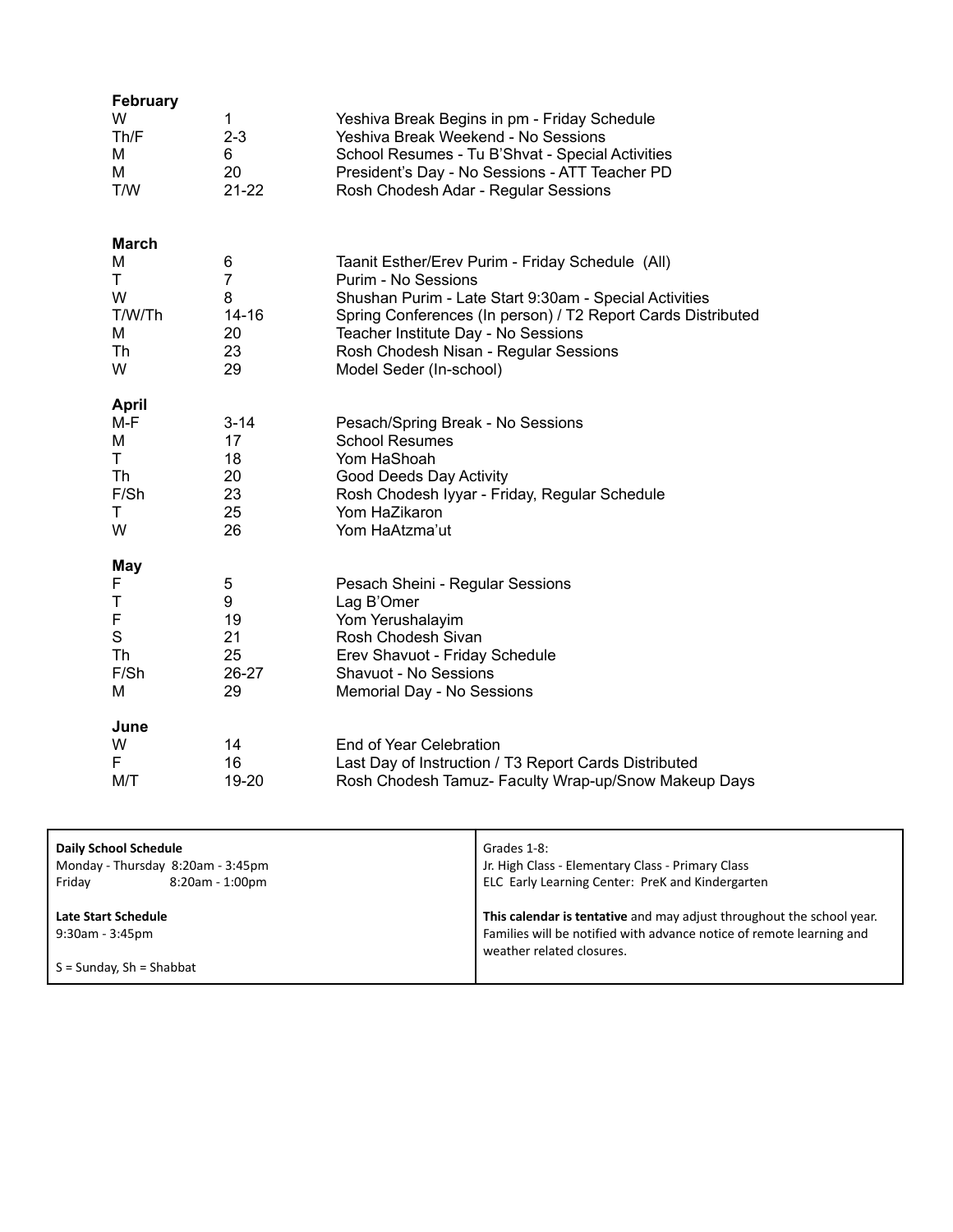**February**

| | | |
|---|---|---|
| W | 1 | Yeshiva Break Begins in pm - Friday Schedule |
| Th/F | 2-3 | Yeshiva Break Weekend - No Sessions |
| M | 6 | School Resumes - Tu B'Shvat - Special Activities |
| M | 20 | President's Day - No Sessions - ATT Teacher PD |
| T/W | 21-22 | Rosh Chodesh Adar - Regular Sessions |

**March**

| | | |
|---|---|---|
| M | 6 | Taanit Esther/Erev Purim - Friday Schedule (All) |
| T | 7 | Purim - No Sessions |
| W | 8 | Shushan Purim - Late Start 9:30am - Special Activities |
| T/W/Th | 14-16 | Spring Conferences (In person) / T2 Report Cards Distributed |
| M | 20 | Teacher Institute Day - No Sessions |
| Th | 23 | Rosh Chodesh Nisan - Regular Sessions |
| W | 29 | Model Seder (In-school) |

**April**

| | | |
|---|---|---|
| M-F | 3-14 | Pesach/Spring Break - No Sessions |
| M | 17 | School Resumes |
| T | 18 | Yom HaShoah |
| Th | 20 | Good Deeds Day Activity |
| F/Sh | 23 | Rosh Chodesh Iyyar - Friday, Regular Schedule |
| T | 25 | Yom HaZikaron |
| W | 26 | Yom HaAtzma'ut |

**May**

| | | |
|---|---|---|
| F | 5 | Pesach Sheini - Regular Sessions |
| T | 9 | Lag B'Omer |
| F | 19 | Yom Yerushalayim |
| S | 21 | Rosh Chodesh Sivan |
| Th | 25 | Erev Shavuot - Friday Schedule |
| F/Sh | 26-27 | Shavuot - No Sessions |
| M | 29 | Memorial Day - No Sessions |

**June**

| | | |
|---|---|---|
| W | 14 | End of Year Celebration |
| F | 16 | Last Day of Instruction / T3 Report Cards Distributed |
| M/T | 19-20 | Rosh Chodesh Tamuz- Faculty Wrap-up/Snow Makeup Days |

| | |
|---|---|
| **Daily School Schedule**<br>Monday - Thursday 8:20am - 3:45pm<br>Friday 8:20am - 1:00pm<br><br>**Late Start Schedule**<br>9:30am - 3:45pm<br><br>S = Sunday, Sh = Shabbat | Grades 1-8:<br>Jr. High Class - Elementary Class - Primary Class<br>ELC Early Learning Center: PreK and Kindergarten<br><br>**This calendar is tentative** and may adjust throughout the school year. Families will be notified with advance notice of remote learning and weather related closures. |